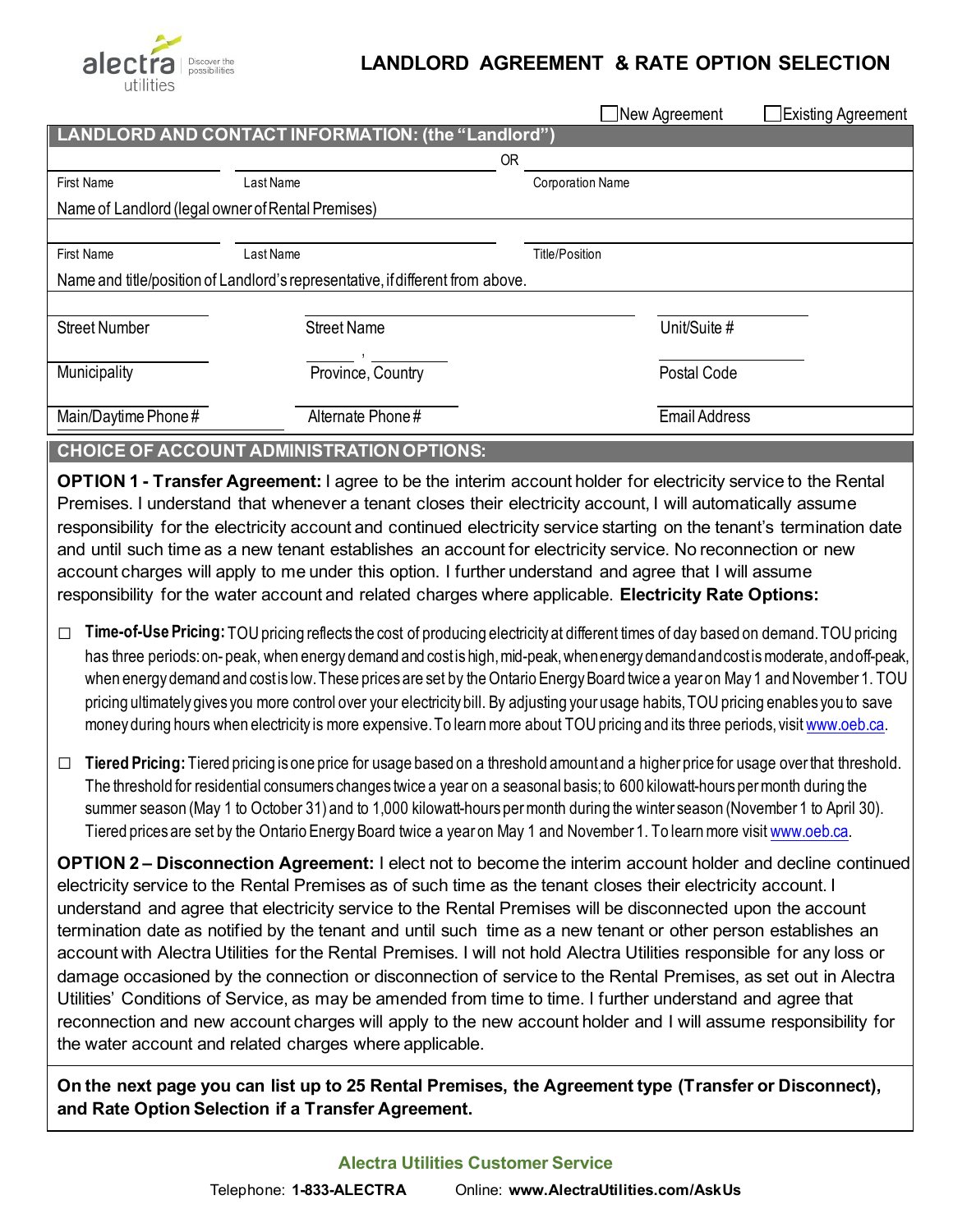alectra utilities | Discover the possibilities

# LANDLORD AGREEMENT & RATE OPTION SELECTION

☐ New Agreement ☐ Existing Agreement

## LANDLORD AND CONTACT INFORMATION: (the "Landlord")

| | | OR | |
|---|---|---|---|
| First Name | Last Name | | Corporation Name |

Name of Landlord (legal owner of Rental Premises)

| | | |
|---|---|---|
| First Name | Last Name | Title/Position |

Name and title/position of Landlord's representative, if different from above.

| | | |
|---|---|---|
| Street Number | Street Name | Unit/Suite # |
| Municipality | Province, Country | Postal Code |
| Main/Daytime Phone # | Alternate Phone # | Email Address |

## CHOICE OF ACCOUNT ADMINISTRATION OPTIONS:

**OPTION 1 - Transfer Agreement:** I agree to be the interim account holder for electricity service to the Rental Premises. I understand that whenever a tenant closes their electricity account, I will automatically assume responsibility for the electricity account and continued electricity service starting on the tenant's termination date and until such time as a new tenant establishes an account for electricity service. No reconnection or new account charges will apply to me under this option. I further understand and agree that I will assume responsibility for the water account and related charges where applicable. **Electricity Rate Options:**

☐ **Time-of-Use Pricing:** TOU pricing reflects the cost of producing electricity at different times of day based on demand. TOU pricing has three periods: on- peak, when energy demand and cost is high, mid-peak, when energy demand and cost is moderate, and off-peak, when energy demand and cost is low. These prices are set by the Ontario Energy Board twice a year on May 1 and November 1. TOU pricing ultimately gives you more control over your electricity bill. By adjusting your usage habits, TOU pricing enables you to save money during hours when electricity is more expensive. To learn more about TOU pricing and its three periods, visit www.oeb.ca.

☐ **Tiered Pricing:** Tiered pricing is one price for usage based on a threshold amount and a higher price for usage over that threshold. The threshold for residential consumers changes twice a year on a seasonal basis; to 600 kilowatt-hours per month during the summer season (May 1 to October 31) and to 1,000 kilowatt-hours per month during the winter season (November 1 to April 30). Tiered prices are set by the Ontario Energy Board twice a year on May 1 and November 1. To learn more visit www.oeb.ca.

**OPTION 2 – Disconnection Agreement:** I elect not to become the interim account holder and decline continued electricity service to the Rental Premises as of such time as the tenant closes their electricity account. I understand and agree that electricity service to the Rental Premises will be disconnected upon the account termination date as notified by the tenant and until such time as a new tenant or other person establishes an account with Alectra Utilities for the Rental Premises. I will not hold Alectra Utilities responsible for any loss or damage occasioned by the connection or disconnection of service to the Rental Premises, as set out in Alectra Utilities' Conditions of Service, as may be amended from time to time. I further understand and agree that reconnection and new account charges will apply to the new account holder and I will assume responsibility for the water account and related charges where applicable.

**On the next page you can list up to 25 Rental Premises, the Agreement type (Transfer or Disconnect), and Rate Option Selection if a Transfer Agreement.**

**Alectra Utilities Customer Service**

Telephone: **1-833-ALECTRA** Online: **www.AlectraUtilities.com/AskUs**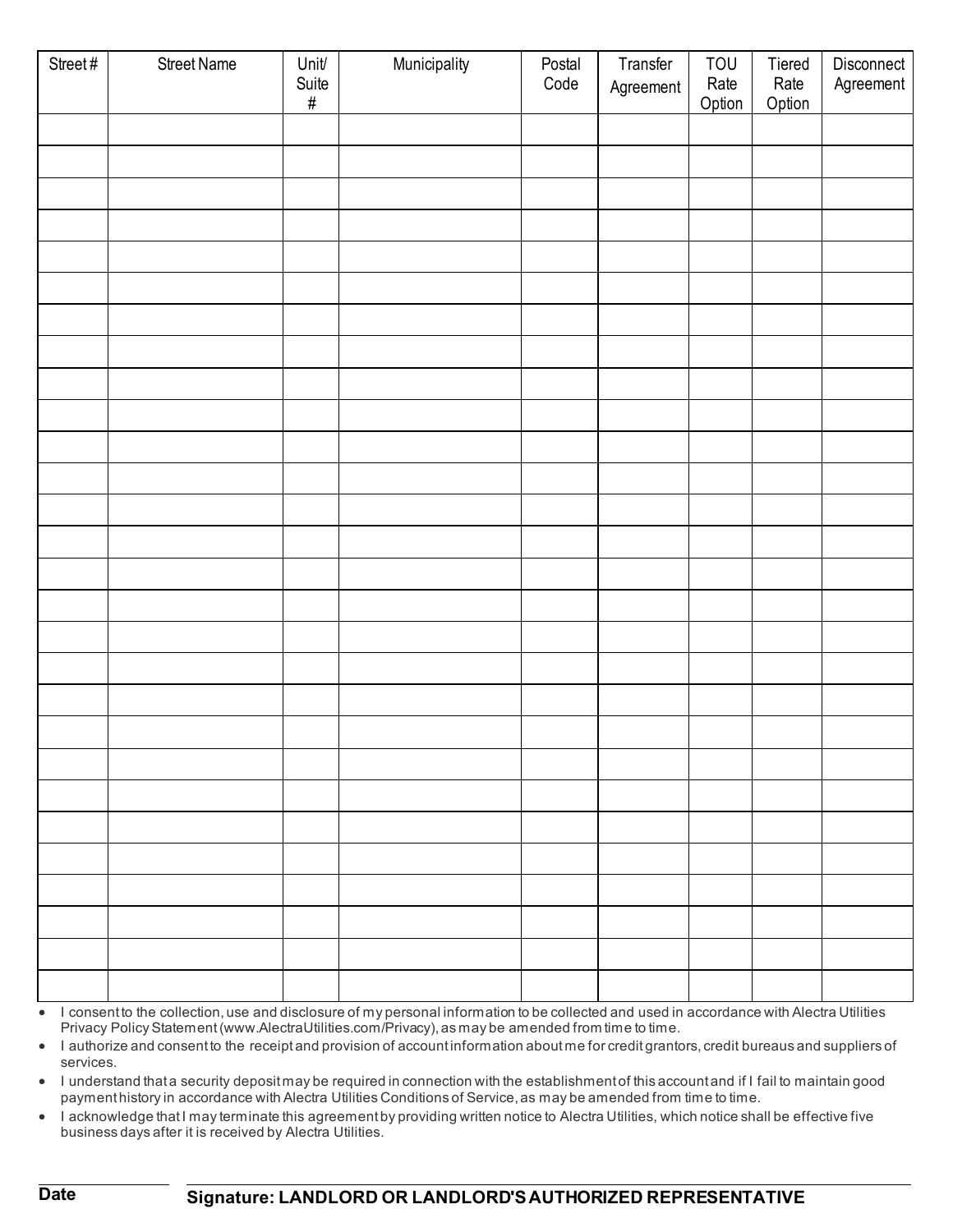| Street # | Street Name | Unit/ Suite # | Municipality | Postal Code | Transfer Agreement | TOU Rate Option | Tiered Rate Option | Disconnect Agreement |
|---|---|---|---|---|---|---|---|---|
| | | | | | | | | |
| | | | | | | | | |
| | | | | | | | | |
| | | | | | | | | |
| | | | | | | | | |
| | | | | | | | | |
| | | | | | | | | |
| | | | | | | | | |
| | | | | | | | | |
| | | | | | | | | |
| | | | | | | | | |
| | | | | | | | | |
| | | | | | | | | |
| | | | | | | | | |
| | | | | | | | | |
| | | | | | | | | |
| | | | | | | | | |
| | | | | | | | | |
| | | | | | | | | |
| | | | | | | | | |
| | | | | | | | | |
| | | | | | | | | |
| | | | | | | | | |
| | | | | | | | | |
| | | | | | | | | |
| | | | | | | | | |
| | | | | | | | | |
| | | | | | | | | |

- I consent to the collection, use and disclosure of my personal information to be collected and used in accordance with Alectra Utilities Privacy Policy Statement (www.AlectraUtilities.com/Privacy), as may be amended from time to time.
- I authorize and consent to the receipt and provision of account information about me for credit grantors, credit bureaus and suppliers of services.
- I understand that a security deposit may be required in connection with the establishment of this account and if I fail to maintain good payment history in accordance with Alectra Utilities Conditions of Service, as may be amended from time to time.
- I acknowledge that I may terminate this agreement by providing written notice to Alectra Utilities, which notice shall be effective five business days after it is received by Alectra Utilities.

**Date** **Signature: LANDLORD OR LANDLORD'S AUTHORIZED REPRESENTATIVE**